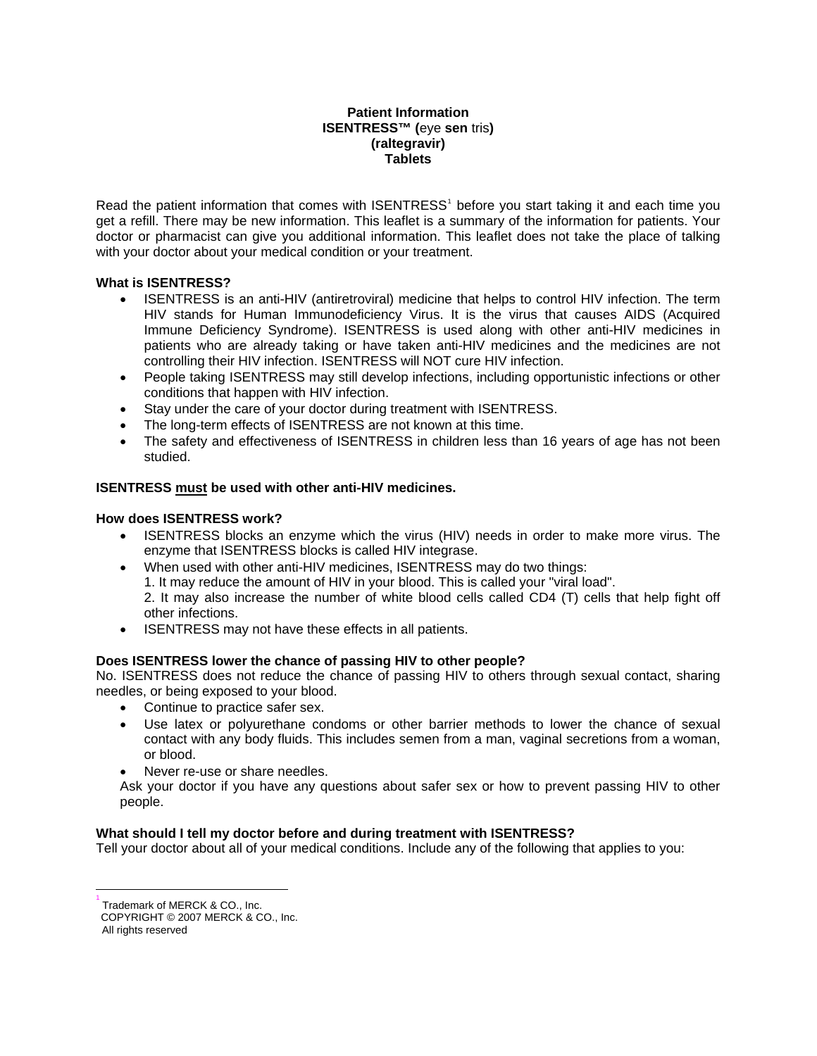**Patient Information**
**ISENTRESS™ (**eye **sen** tris**)**
**(raltegravir)**
**Tablets**

Read the patient information that comes with ISENTRESS[1] before you start taking it and each time you get a refill. There may be new information. This leaflet is a summary of the information for patients. Your doctor or pharmacist can give you additional information. This leaflet does not take the place of talking with your doctor about your medical condition or your treatment.

**What is ISENTRESS?**

- ISENTRESS is an anti-HIV (antiretroviral) medicine that helps to control HIV infection. The term HIV stands for Human Immunodeficiency Virus. It is the virus that causes AIDS (Acquired Immune Deficiency Syndrome). ISENTRESS is used along with other anti-HIV medicines in patients who are already taking or have taken anti-HIV medicines and the medicines are not controlling their HIV infection. ISENTRESS will NOT cure HIV infection.
- People taking ISENTRESS may still develop infections, including opportunistic infections or other conditions that happen with HIV infection.
- Stay under the care of your doctor during treatment with ISENTRESS.
- The long-term effects of ISENTRESS are not known at this time.
- The safety and effectiveness of ISENTRESS in children less than 16 years of age has not been studied.

**ISENTRESS <u>must</u> be used with other anti-HIV medicines.**

**How does ISENTRESS work?**

- ISENTRESS blocks an enzyme which the virus (HIV) needs in order to make more virus. The enzyme that ISENTRESS blocks is called HIV integrase.
- When used with other anti-HIV medicines, ISENTRESS may do two things:
  1. It may reduce the amount of HIV in your blood. This is called your "viral load".
  2. It may also increase the number of white blood cells called CD4 (T) cells that help fight off other infections.
- ISENTRESS may not have these effects in all patients.

**Does ISENTRESS lower the chance of passing HIV to other people?**
No. ISENTRESS does not reduce the chance of passing HIV to others through sexual contact, sharing needles, or being exposed to your blood.

- Continue to practice safer sex.
- Use latex or polyurethane condoms or other barrier methods to lower the chance of sexual contact with any body fluids. This includes semen from a man, vaginal secretions from a woman, or blood.
- Never re-use or share needles.

Ask your doctor if you have any questions about safer sex or how to prevent passing HIV to other people.

**What should I tell my doctor before and during treatment with ISENTRESS?**
Tell your doctor about all of your medical conditions. Include any of the following that applies to you:

---

[1] Trademark of MERCK & CO., Inc.
COPYRIGHT © 2007 MERCK & CO., Inc.
All rights reserved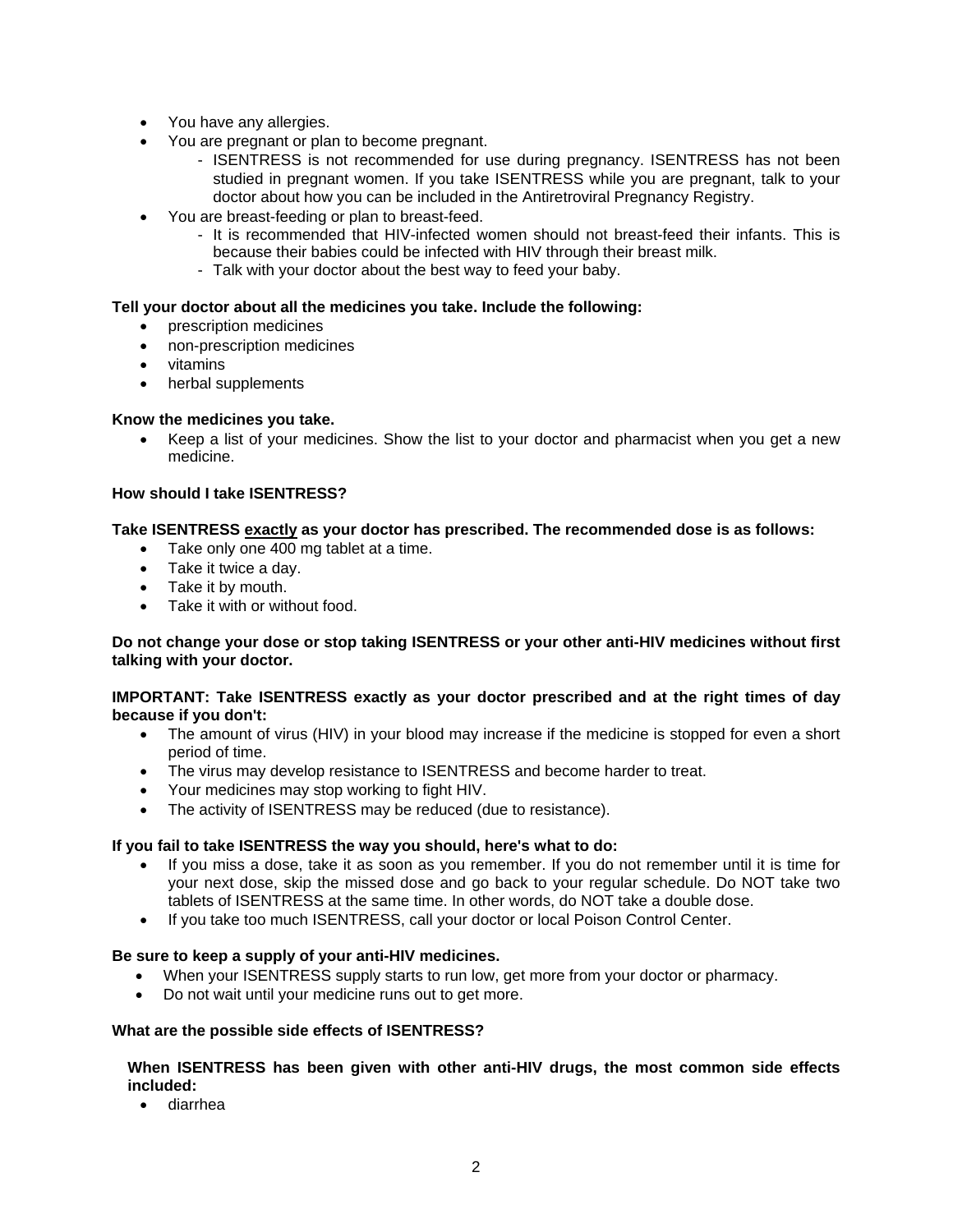- You have any allergies.
- You are pregnant or plan to become pregnant.
  - ISENTRESS is not recommended for use during pregnancy. ISENTRESS has not been studied in pregnant women. If you take ISENTRESS while you are pregnant, talk to your doctor about how you can be included in the Antiretroviral Pregnancy Registry.
- You are breast-feeding or plan to breast-feed.
  - It is recommended that HIV-infected women should not breast-feed their infants. This is because their babies could be infected with HIV through their breast milk.
  - Talk with your doctor about the best way to feed your baby.

**Tell your doctor about all the medicines you take. Include the following:**

- prescription medicines
- non-prescription medicines
- vitamins
- herbal supplements

**Know the medicines you take.**

- Keep a list of your medicines. Show the list to your doctor and pharmacist when you get a new medicine.

**How should I take ISENTRESS?**

**Take ISENTRESS <u>exactly</u> as your doctor has prescribed. The recommended dose is as follows:**

- Take only one 400 mg tablet at a time.
- Take it twice a day.
- Take it by mouth.
- Take it with or without food.

**Do not change your dose or stop taking ISENTRESS or your other anti-HIV medicines without first talking with your doctor.**

**IMPORTANT: Take ISENTRESS exactly as your doctor prescribed and at the right times of day because if you don't:**

- The amount of virus (HIV) in your blood may increase if the medicine is stopped for even a short period of time.
- The virus may develop resistance to ISENTRESS and become harder to treat.
- Your medicines may stop working to fight HIV.
- The activity of ISENTRESS may be reduced (due to resistance).

**If you fail to take ISENTRESS the way you should, here's what to do:**

- If you miss a dose, take it as soon as you remember. If you do not remember until it is time for your next dose, skip the missed dose and go back to your regular schedule. Do NOT take two tablets of ISENTRESS at the same time. In other words, do NOT take a double dose.
- If you take too much ISENTRESS, call your doctor or local Poison Control Center.

**Be sure to keep a supply of your anti-HIV medicines.**

- When your ISENTRESS supply starts to run low, get more from your doctor or pharmacy.
- Do not wait until your medicine runs out to get more.

**What are the possible side effects of ISENTRESS?**

**When ISENTRESS has been given with other anti-HIV drugs, the most common side effects included:**

- diarrhea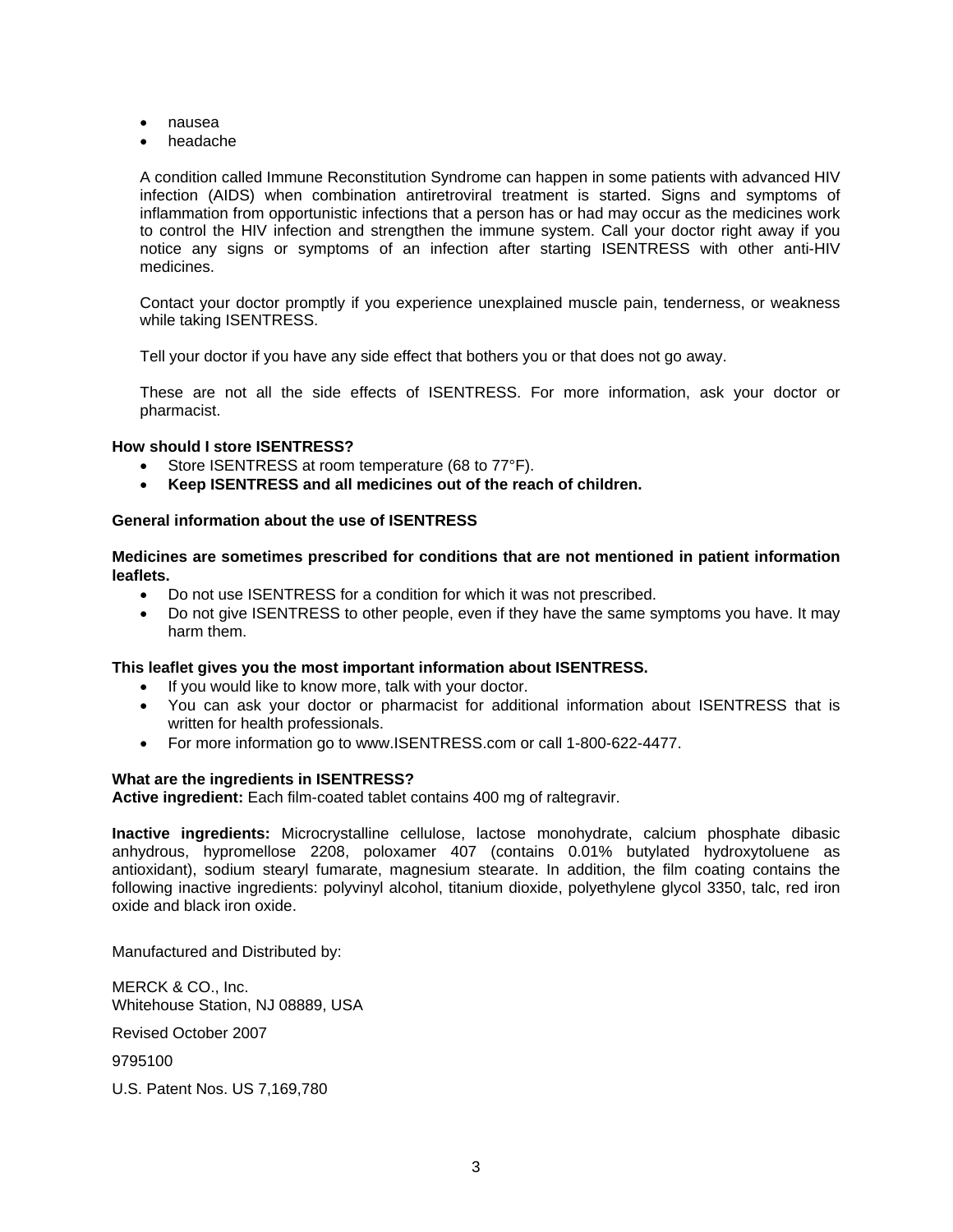- nausea
- headache

A condition called Immune Reconstitution Syndrome can happen in some patients with advanced HIV infection (AIDS) when combination antiretroviral treatment is started. Signs and symptoms of inflammation from opportunistic infections that a person has or had may occur as the medicines work to control the HIV infection and strengthen the immune system. Call your doctor right away if you notice any signs or symptoms of an infection after starting ISENTRESS with other anti-HIV medicines.

Contact your doctor promptly if you experience unexplained muscle pain, tenderness, or weakness while taking ISENTRESS.

Tell your doctor if you have any side effect that bothers you or that does not go away.

These are not all the side effects of ISENTRESS. For more information, ask your doctor or pharmacist.

**How should I store ISENTRESS?**

- Store ISENTRESS at room temperature (68 to 77°F).
- **Keep ISENTRESS and all medicines out of the reach of children.**

**General information about the use of ISENTRESS**

**Medicines are sometimes prescribed for conditions that are not mentioned in patient information leaflets.**

- Do not use ISENTRESS for a condition for which it was not prescribed.
- Do not give ISENTRESS to other people, even if they have the same symptoms you have. It may harm them.

**This leaflet gives you the most important information about ISENTRESS.**

- If you would like to know more, talk with your doctor.
- You can ask your doctor or pharmacist for additional information about ISENTRESS that is written for health professionals.
- For more information go to www.ISENTRESS.com or call 1-800-622-4477.

**What are the ingredients in ISENTRESS?**

**Active ingredient:** Each film-coated tablet contains 400 mg of raltegravir.

**Inactive ingredients:** Microcrystalline cellulose, lactose monohydrate, calcium phosphate dibasic anhydrous, hypromellose 2208, poloxamer 407 (contains 0.01% butylated hydroxytoluene as antioxidant), sodium stearyl fumarate, magnesium stearate. In addition, the film coating contains the following inactive ingredients: polyvinyl alcohol, titanium dioxide, polyethylene glycol 3350, talc, red iron oxide and black iron oxide.

Manufactured and Distributed by:

MERCK & CO., Inc.
Whitehouse Station, NJ 08889, USA

Revised October 2007

9795100

U.S. Patent Nos. US 7,169,780